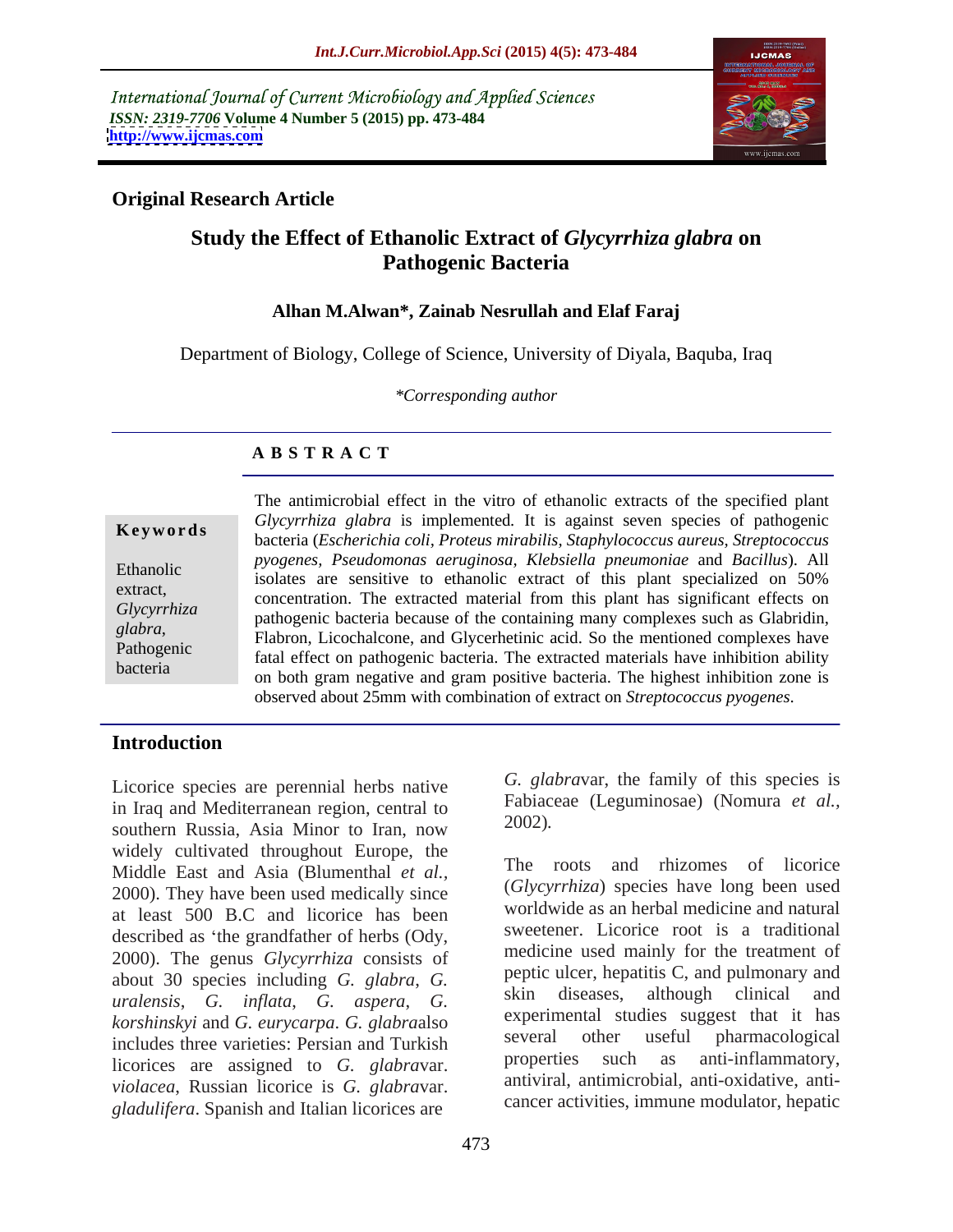International Journal of Current Microbiology and Applied Sciences
*ISSN: 2319-7706* **Volume 4 Number 5 (2015) pp. 473-484**
**http://www.ijcmas.com**

**Original Research Article**

# Study the Effect of Ethanolic Extract of *Glycyrrhiza glabra* on Pathogenic Bacteria

**Alhan M.Alwan\*, Zainab Nesrullah and Elaf Faraj**

Department of Biology, College of Science, University of Diyala, Baquba, Iraq

*\*Corresponding author*

## A B S T R A C T

**Keywords**

Ethanolic extract, *Glycyrrhiza glabra*, Pathogenic bacteria

The antimicrobial effect in the vitro of ethanolic extracts of the specified plant *Glycyrrhiza glabra* is implemented. It is against seven species of pathogenic bacteria (*Escherichia coli, Proteus mirabilis, Staphylococcus aureus, Streptococcus pyogenes, Pseudomonas aeruginosa, Klebsiella pneumoniae* and *Bacillus*). All isolates are sensitive to ethanolic extract of this plant specialized on 50% concentration. The extracted material from this plant has significant effects on pathogenic bacteria because of the containing many complexes such as Glabridin, Flabron, Licochalcone, and Glycerhetinic acid. So the mentioned complexes have fatal effect on pathogenic bacteria. The extracted materials have inhibition ability on both gram negative and gram positive bacteria. The highest inhibition zone is observed about 25mm with combination of extract on *Streptococcus pyogenes*.

## Introduction

Licorice species are perennial herbs native in Iraq and Mediterranean region, central to southern Russia, Asia Minor to Iran, now widely cultivated throughout Europe, the Middle East and Asia (Blumenthal *et al.,* 2000). They have been used medically since at least 500 B.C and licorice has been described as 'the grandfather of herbs (Ody, 2000). The genus *Glycyrrhiza* consists of about 30 species including *G. glabra*, *G. uralensis*, *G. inflata*, *G. aspera*, *G. korshinskyi* and *G. eurycarpa*. *G. glabra*also includes three varieties: Persian and Turkish licorices are assigned to *G. glabra*var. *violacea*, Russian licorice is *G. glabra*var. *gladulifera*. Spanish and Italian licorices are *G. glabra*var, the family of this species is Fabiaceae (Leguminosae) (Nomura *et al.,* 2002).

The roots and rhizomes of licorice (*Glycyrrhiza*) species have long been used worldwide as an herbal medicine and natural sweetener. Licorice root is a traditional medicine used mainly for the treatment of peptic ulcer, hepatitis C, and pulmonary and skin diseases, although clinical and experimental studies suggest that it has several other useful pharmacological properties such as anti-inflammatory, antiviral, antimicrobial, anti-oxidative, anti-cancer activities, immune modulator, hepatic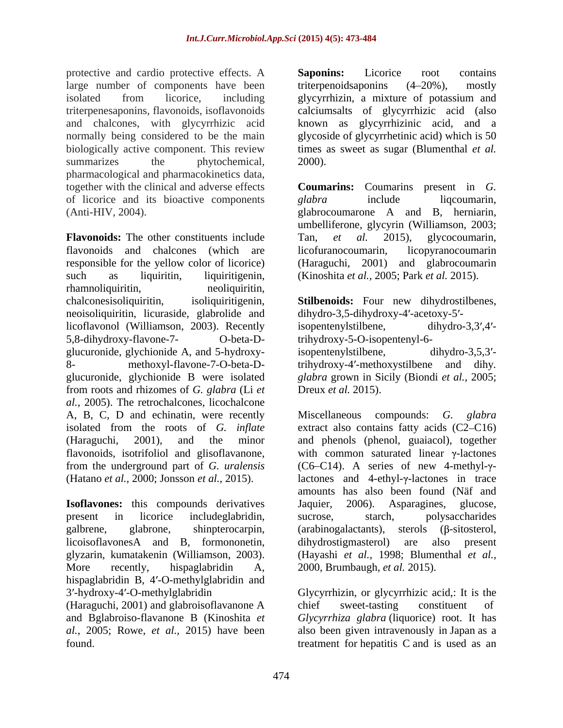protective and cardio protective effects. A large number of components have been isolated from licorice, including triterpenesaponins, flavonoids, isoflavonoids and chalcones, with glycyrrhizic acid normally being considered to be the main biologically active component. This review summarizes the phytochemical, pharmacological and pharmacokinetics data, together with the clinical and adverse effects of licorice and its bioactive components (Anti-HIV, 2004).

**Flavonoids:** The other constituents include flavonoids and chalcones (which are responsible for the yellow color of licorice) such as liquiritin, liquiritigenin, rhamnoliquiritin, neoliquiritin, chalconesisoliquiritin, isoliquiritigenin, neoisoliquiritin, licuraside, glabrolide and licoflavonol (Williamson, 2003). Recently 5,8-dihydroxy-flavone-7- O-beta-D-glucuronide, glychionide A, and 5-hydroxy-8- methoxyl-flavone-7-O-beta-D-glucuronide, glychionide B were isolated from roots and rhizomes of *G. glabra* (Li *et al.,* 2005). The retrochalcones, licochalcone A, B, C, D and echinatin, were recently isolated from the roots of *G. inflate* (Haraguchi, 2001), and the minor flavonoids, isotrifoliol and glisoflavanone, from the underground part of *G. uralensis* (Hatano *et al.,* 2000; Jonsson *et al.,* 2015).

**Isoflavones:** this compounds derivatives present in licorice includeglabridin, galbrene, glabrone, shinpterocarpin, licoisoflavonesA and B, formononetin, glyzarin, kumatakenin (Williamson, 2003). More recently, hispaglabridin A, hispaglabridin B, 4′-O-methylglabridin and 3′-hydroxy-4′-O-methylglabridin (Haraguchi, 2001) and glabroisoflavanone A and Bglabroiso-flavanone B (Kinoshita *et al.,* 2005; Rowe, *et al.,* 2015) have been found.

**Saponins:** Licorice root contains triterpenoidsaponins (4–20%), mostly glycyrrhizin, a mixture of potassium and calciumsalts of glycyrrhizic acid (also known as glycyrrhizinic acid, and a glycoside of glycyrrhetinic acid) which is 50 times as sweet as sugar (Blumenthal *et al.* 2000).

**Coumarins:** Coumarins present in *G. glabra* include liqcoumarin, glabrocoumarone A and B, herniarin, umbelliferone, glycyrin (Williamson, 2003; Tan, *et al.* 2015), glycocoumarin, licofuranocoumarin, licopyranocoumarin (Haraguchi, 2001) and glabrocoumarin (Kinoshita *et al.,* 2005; Park *et al.* 2015).

**Stilbenoids:** Four new dihydrostilbenes, dihydro-3,5-dihydroxy-4′-acetoxy-5′-isopentenylstilbene, dihydro-3,3′,4′-trihydroxy-5-O-isopentenyl-6-isopentenylstilbene, dihydro-3,5,3′-trihydroxy-4′-methoxystilbene and dihy. *glabra* grown in Sicily (Biondi *et al.,* 2005; Dreux *et al.* 2015).

Miscellaneous compounds: *G. glabra* extract also contains fatty acids (C2–C16) and phenols (phenol, guaiacol), together with common saturated linear γ-lactones (C6–C14). A series of new 4-methyl-γ-lactones and 4-ethyl-γ-lactones in trace amounts has also been found (Näf and Jaquier, 2006). Asparagines, glucose, sucrose, starch, polysaccharides (arabinogalactants), sterols (β-sitosterol, dihydrostigmasterol) are also present (Hayashi *et al.,* 1998; Blumenthal *et al.,* 2000, Brumbaugh, *et al.* 2015).

Glycyrrhizin, or glycyrrhizic acid,: It is the chief sweet-tasting constituent of *Glycyrrhiza glabra* (liquorice) root. It has also been given intravenously in Japan as a treatment for hepatitis C and is used as an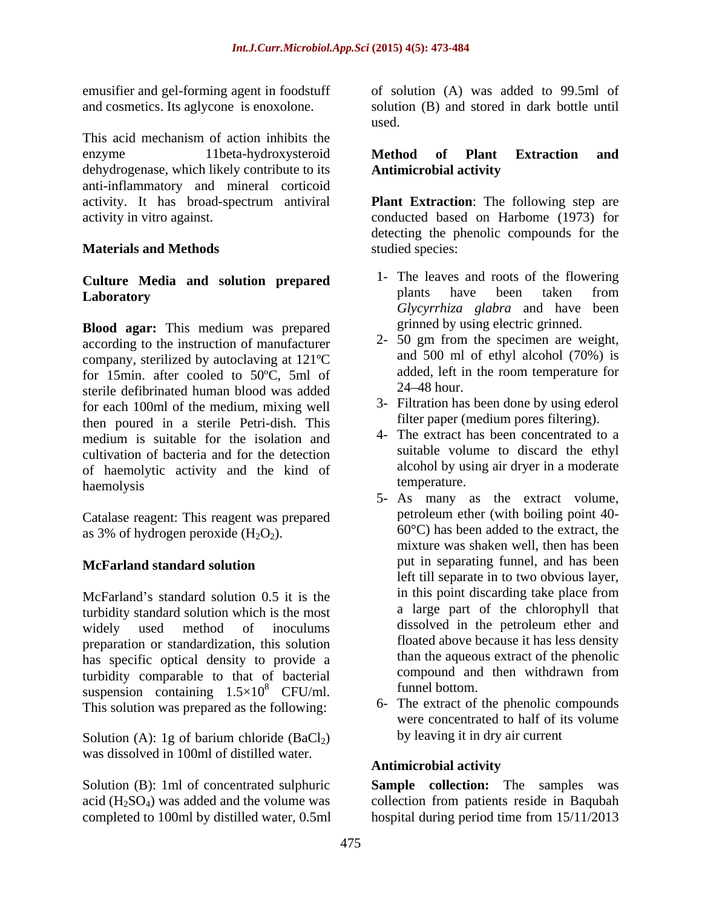emusifier and gel-forming agent in foodstuff and cosmetics. Its aglycone is enoxolone.

This acid mechanism of action inhibits the enzyme 11beta-hydroxysteroid dehydrogenase, which likely contribute to its anti-inflammatory and mineral corticoid activity. It has broad-spectrum antiviral activity in vitro against.

## Materials and Methods

### Culture Media and solution prepared Laboratory

**Blood agar:** This medium was prepared according to the instruction of manufacturer company, sterilized by autoclaving at 121ºC for 15min. after cooled to 50ºC, 5ml of sterile defibrinated human blood was added for each 100ml of the medium, mixing well then poured in a sterile Petri-dish. This medium is suitable for the isolation and cultivation of bacteria and for the detection of haemolytic activity and the kind of haemolysis

Catalase reagent: This reagent was prepared as 3% of hydrogen peroxide ($H_2O_2$).

### McFarland standard solution

McFarland's standard solution 0.5 it is the turbidity standard solution which is the most widely used method of inoculums preparation or standardization, this solution has specific optical density to provide a turbidity comparable to that of bacterial suspension containing $1.5\times10^8$ CFU/ml. This solution was prepared as the following:

Solution (A): 1g of barium chloride ($BaCl_2$) was dissolved in 100ml of distilled water.

Solution (B): 1ml of concentrated sulphuric acid ($H_2SO_4$) was added and the volume was completed to 100ml by distilled water, 0.5ml of solution (A) was added to 99.5ml of solution (B) and stored in dark bottle until used.

### Method of Plant Extraction and Antimicrobial activity

**Plant Extraction**: The following step are conducted based on Harbome (1973) for detecting the phenolic compounds for the studied species:

1- The leaves and roots of the flowering plants have been taken from *Glycyrrhiza glabra* and have been grinned by using electric grinned.

2- 50 gm from the specimen are weight, and 500 ml of ethyl alcohol (70%) is added, left in the room temperature for 24–48 hour.

3- Filtration has been done by using ederol filter paper (medium pores filtering).

4- The extract has been concentrated to a suitable volume to discard the ethyl alcohol by using air dryer in a moderate temperature.

5- As many as the extract volume, petroleum ether (with boiling point 40-60°C) has been added to the extract, the mixture was shaken well, then has been put in separating funnel, and has been left till separate in to two obvious layer, in this point discarding take place from a large part of the chlorophyll that dissolved in the petroleum ether and floated above because it has less density than the aqueous extract of the phenolic compound and then withdrawn from funnel bottom.

6- The extract of the phenolic compounds were concentrated to half of its volume by leaving it in dry air current

### Antimicrobial activity

**Sample collection:** The samples was collection from patients reside in Baqubah hospital during period time from 15/11/2013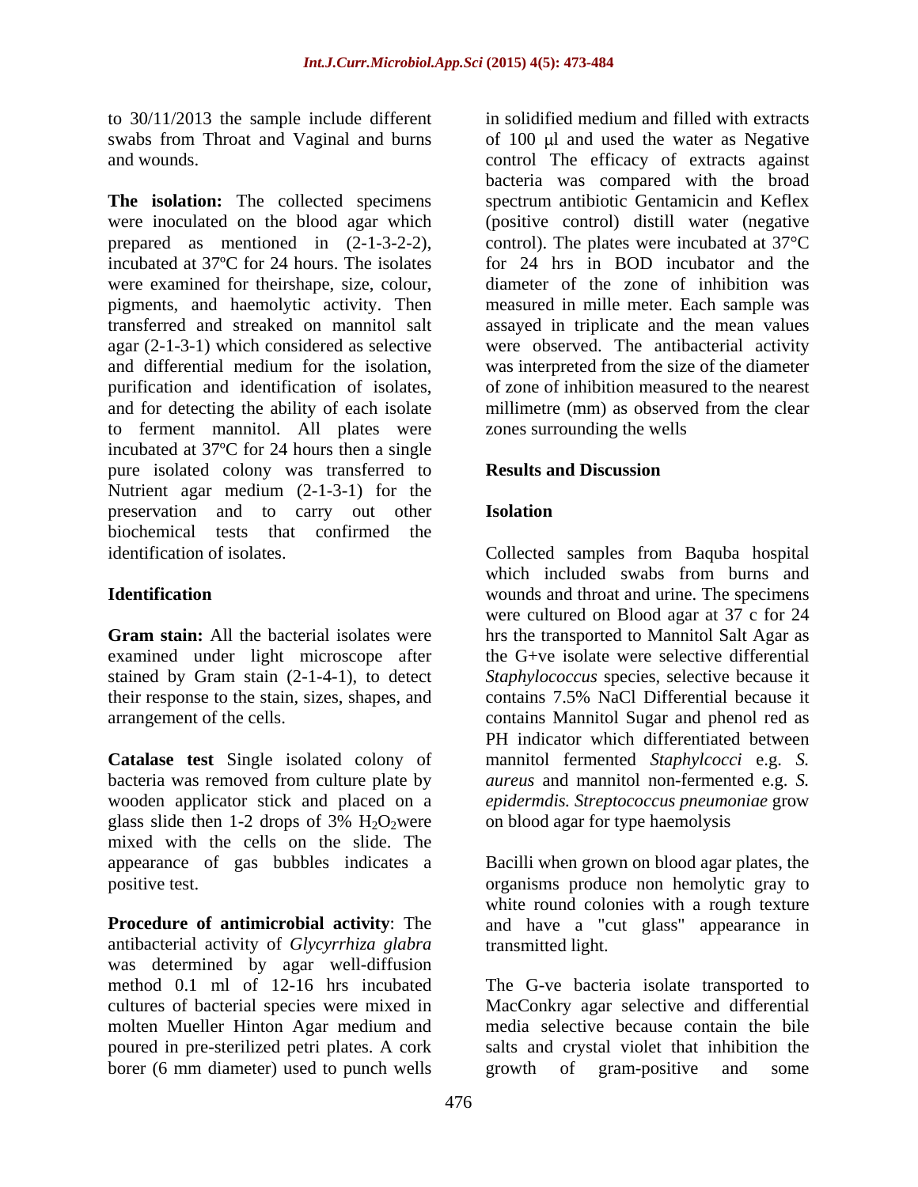to 30/11/2013 the sample include different swabs from Throat and Vaginal and burns and wounds.

**The isolation:** The collected specimens were inoculated on the blood agar which prepared as mentioned in (2-1-3-2-2), incubated at 37ºC for 24 hours. The isolates were examined for theirshape, size, colour, pigments, and haemolytic activity. Then transferred and streaked on mannitol salt agar (2-1-3-1) which considered as selective and differential medium for the isolation, purification and identification of isolates, and for detecting the ability of each isolate to ferment mannitol. All plates were incubated at 37ºC for 24 hours then a single pure isolated colony was transferred to Nutrient agar medium (2-1-3-1) for the preservation and to carry out other biochemical tests that confirmed the identification of isolates.

## Identification

**Gram stain:** All the bacterial isolates were examined under light microscope after stained by Gram stain (2-1-4-1), to detect their response to the stain, sizes, shapes, and arrangement of the cells.

**Catalase test** Single isolated colony of bacteria was removed from culture plate by wooden applicator stick and placed on a glass slide then 1-2 drops of 3% $H_2O_2$were mixed with the cells on the slide. The appearance of gas bubbles indicates a positive test.

**Procedure of antimicrobial activity**: The antibacterial activity of *Glycyrrhiza glabra* was determined by agar well-diffusion method 0.1 ml of 12-16 hrs incubated cultures of bacterial species were mixed in molten Mueller Hinton Agar medium and poured in pre-sterilized petri plates. A cork borer (6 mm diameter) used to punch wells in solidified medium and filled with extracts of 100 µl and used the water as Negative control The efficacy of extracts against bacteria was compared with the broad spectrum antibiotic Gentamicin and Keflex (positive control) distill water (negative control). The plates were incubated at 37°C for 24 hrs in BOD incubator and the diameter of the zone of inhibition was measured in mille meter. Each sample was assayed in triplicate and the mean values were observed. The antibacterial activity was interpreted from the size of the diameter of zone of inhibition measured to the nearest millimetre (mm) as observed from the clear zones surrounding the wells

## Results and Discussion

### Isolation

Collected samples from Baquba hospital which included swabs from burns and wounds and throat and urine. The specimens were cultured on Blood agar at 37 c for 24 hrs the transported to Mannitol Salt Agar as the G+ve isolate were selective differential *Staphylococcus* species, selective because it contains 7.5% NaCl Differential because it contains Mannitol Sugar and phenol red as PH indicator which differentiated between mannitol fermented *Staphylcocci* e.g. *S. aureus* and mannitol non-fermented e.g. *S. epidermdis. Streptococcus pneumoniae* grow on blood agar for type haemolysis

Bacilli when grown on blood agar plates, the organisms produce non hemolytic gray to white round colonies with a rough texture and have a "cut glass" appearance in transmitted light.

The G-ve bacteria isolate transported to MacConkry agar selective and differential media selective because contain the bile salts and crystal violet that inhibition the growth of gram-positive and some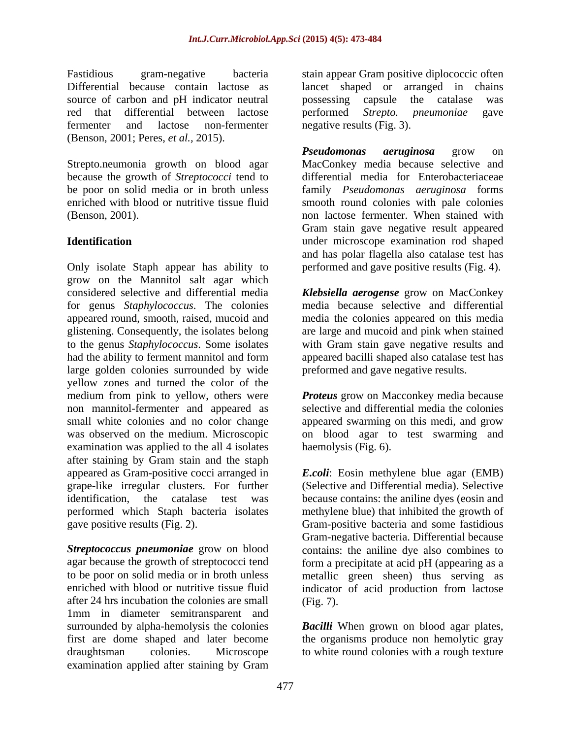Fastidious gram-negative bacteria Differential because contain lactose as source of carbon and pH indicator neutral red that differential between lactose fermenter and lactose non-fermenter (Benson, 2001; Peres, *et al.,* 2015).

Strepto.neumonia growth on blood agar because the growth of *Streptococci* tend to be poor on solid media or in broth unless enriched with blood or nutritive tissue fluid (Benson, 2001).

**Identification**

Only isolate Staph appear has ability to grow on the Mannitol salt agar which considered selective and differential media for genus *Staphylococcus*. The colonies appeared round, smooth, raised, mucoid and glistening. Consequently, the isolates belong to the genus *Staphylococcus*. Some isolates had the ability to ferment mannitol and form large golden colonies surrounded by wide yellow zones and turned the color of the medium from pink to yellow, others were non mannitol-fermenter and appeared as small white colonies and no color change was observed on the medium. Microscopic examination was applied to the all 4 isolates after staining by Gram stain and the staph appeared as Gram-positive cocci arranged in grape-like irregular clusters. For further identification, the catalase test was performed which Staph bacteria isolates gave positive results (Fig. 2).

***Streptococcus pneumoniae*** grow on blood agar because the growth of streptococci tend to be poor on solid media or in broth unless enriched with blood or nutritive tissue fluid after 24 hrs incubation the colonies are small 1mm in diameter semitransparent and surrounded by alpha-hemolysis the colonies first are dome shaped and later become draughtsman colonies. Microscope examination applied after staining by Gram stain appear Gram positive diplococcic often lancet shaped or arranged in chains possessing capsule the catalase was performed *Strepto. pneumoniae* gave negative results (Fig. 3).

***Pseudomonas aeruginosa*** grow on MacConkey media because selective and differential media for Enterobacteriaceae family *Pseudomonas aeruginosa* forms smooth round colonies with pale colonies non lactose fermenter. When stained with Gram stain gave negative result appeared under microscope examination rod shaped and has polar flagella also catalase test has performed and gave positive results (Fig. 4).

***Klebsiella aerogense*** grow on MacConkey media because selective and differential media the colonies appeared on this media are large and mucoid and pink when stained with Gram stain gave negative results and appeared bacilli shaped also catalase test has preformed and gave negative results.

***Proteus*** grow on Macconkey media because selective and differential media the colonies appeared swarming on this medi, and grow on blood agar to test swarming and haemolysis (Fig. 6).

***E.coli***: Eosin methylene blue agar (EMB) (Selective and Differential media). Selective because contains: the aniline dyes (eosin and methylene blue) that inhibited the growth of Gram-positive bacteria and some fastidious Gram-negative bacteria. Differential because contains: the aniline dye also combines to form a precipitate at acid pH (appearing as a metallic green sheen) thus serving as indicator of acid production from lactose (Fig. 7).

***Bacilli*** When grown on blood agar plates, the organisms produce non hemolytic gray to white round colonies with a rough texture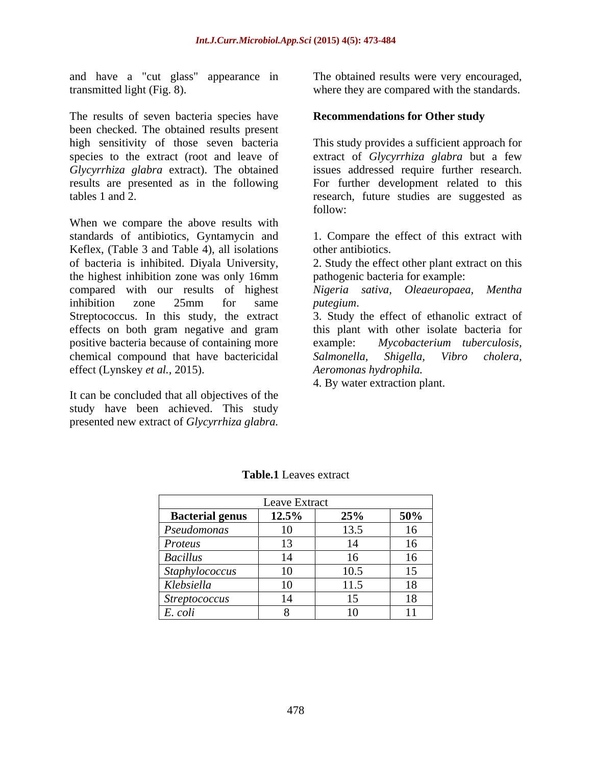and have a "cut glass" appearance in transmitted light (Fig. 8).

The results of seven bacteria species have been checked. The obtained results present high sensitivity of those seven bacteria species to the extract (root and leave of *Glycyrrhiza glabra* extract). The obtained results are presented as in the following tables 1 and 2.

When we compare the above results with standards of antibiotics, Gyntamycin and Keflex, (Table 3 and Table 4), all isolations of bacteria is inhibited. Diyala University, the highest inhibition zone was only 16mm compared with our results of highest inhibition zone 25mm for same Streptococcus. In this study, the extract effects on both gram negative and gram positive bacteria because of containing more chemical compound that have bactericidal effect (Lynskey *et al.*, 2015).

It can be concluded that all objectives of the study have been achieved. This study presented new extract of *Glycyrrhiza glabra.* The obtained results were very encouraged, where they are compared with the standards.

## Recommendations for Other study

This study provides a sufficient approach for extract of *Glycyrrhiza glabra* but a few issues addressed require further research. For further development related to this research, future studies are suggested as follow:

1. Compare the effect of this extract with other antibiotics.
2. Study the effect other plant extract on this pathogenic bacteria for example: *Nigeria sativa, Oleaeuropaea, Mentha putegium.*
3. Study the effect of ethanolic extract of this plant with other isolate bacteria for example: *Mycobacterium tuberculosis, Salmonella, Shigella, Vibro cholera, Aeromonas hydrophila.*
4. By water extraction plant.

**Table.1** Leaves extract

| Leave Extract | | | |
|---|---|---|---|
| **Bacterial genus** | **12.5%** | **25%** | **50%** |
| *Pseudomonas* | 10 | 13.5 | 16 |
| *Proteus* | 13 | 14 | 16 |
| *Bacillus* | 14 | 16 | 16 |
| *Staphylococcus* | 10 | 10.5 | 15 |
| *Klebsiella* | 10 | 11.5 | 18 |
| *Streptococcus* | 14 | 15 | 18 |
| *E. coli* | 8 | 10 | 11 |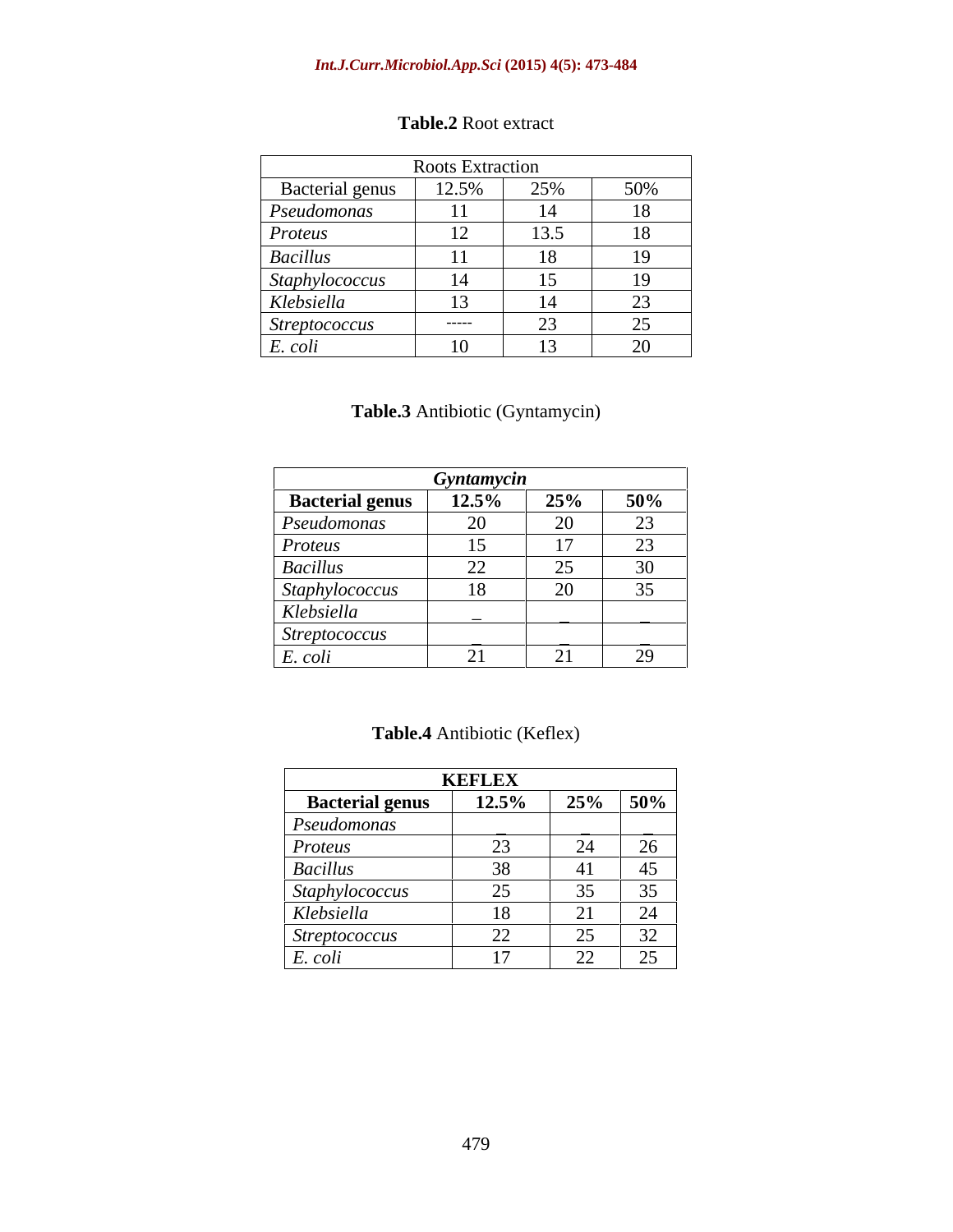**Table.2** Root extract

| Roots Extraction | | | |
|---|---|---|---|
| Bacterial genus | 12.5% | 25% | 50% |
| *Pseudomonas* | 11 | 14 | 18 |
| *Proteus* | 12 | 13.5 | 18 |
| *Bacillus* | 11 | 18 | 19 |
| *Staphylococcus* | 14 | 15 | 19 |
| *Klebsiella* | 13 | 14 | 23 |
| *Streptococcus* | ----- | 23 | 25 |
| *E. coli* | 10 | 13 | 20 |

**Table.3** Antibiotic (Gyntamycin)

| *Gyntamycin* | | | |
|---|---|---|---|
| **Bacterial genus** | **12.5%** | **25%** | **50%** |
| *Pseudomonas* | 20 | 20 | 23 |
| *Proteus* | 15 | 17 | 23 |
| *Bacillus* | 22 | 25 | 30 |
| *Staphylococcus* | 18 | 20 | 35 |
| *Klebsiella* | _ | _ | _ |
| *Streptococcus* | _ | _ | _ |
| *E. coli* | 21 | 21 | 29 |

**Table.4** Antibiotic (Keflex)

| **KEFLEX** | | | |
|---|---|---|---|
| **Bacterial genus** | **12.5%** | **25%** | **50%** |
| *Pseudomonas* | _ | _ | _ |
| *Proteus* | 23 | 24 | 26 |
| *Bacillus* | 38 | 41 | 45 |
| *Staphylococcus* | 25 | 35 | 35 |
| *Klebsiella* | 18 | 21 | 24 |
| *Streptococcus* | 22 | 25 | 32 |
| *E. coli* | 17 | 22 | 25 |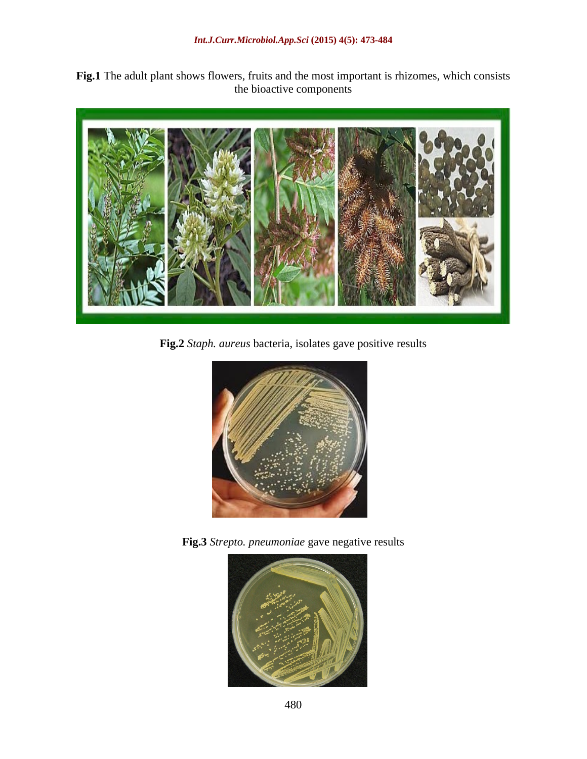**Fig.1** The adult plant shows flowers, fruits and the most important is rhizomes, which consists the bioactive components

**Fig.2** *Staph. aureus* bacteria, isolates gave positive results

**Fig.3** *Strepto. pneumoniae* gave negative results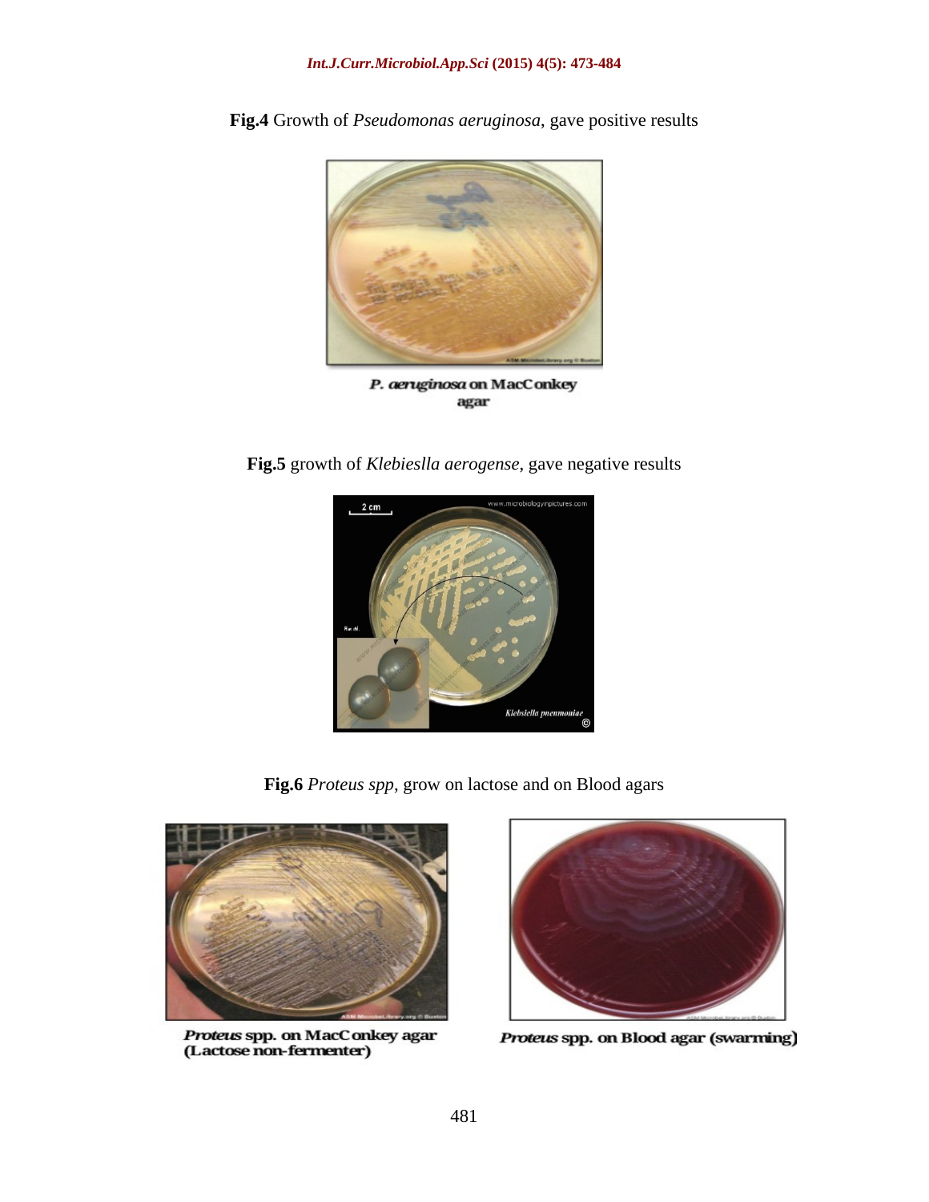**Fig.4** Growth of *Pseudomonas aeruginosa*, gave positive results

*P. aeruginosa* on MacConkey agar

**Fig.5** growth of *Klebieslla aerogense*, gave negative results

**Fig.6** *Proteus spp*, grow on lactose and on Blood agars

*Proteus* spp. on MacConkey agar (Lactose non-fermenter)

*Proteus* spp. on Blood agar (swarming)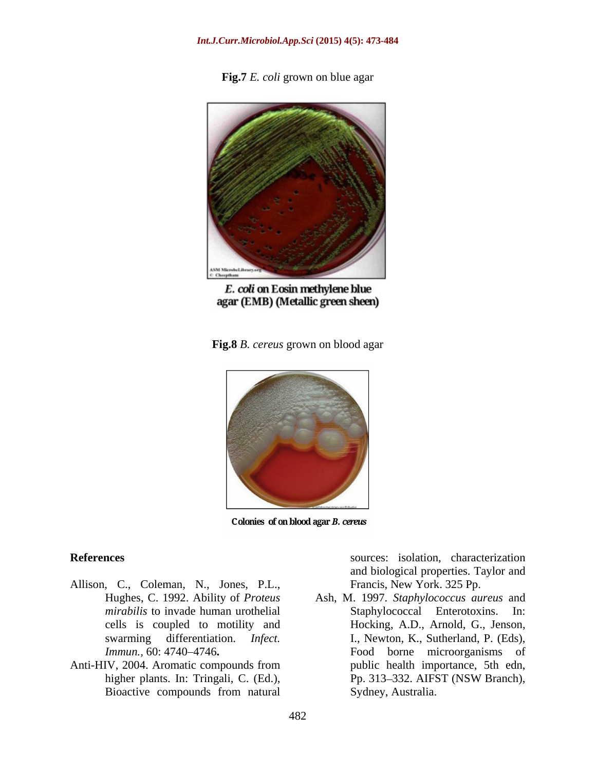**Fig.7** *E. coli* grown on blue agar

*E. coli* on Eosin methylene blue agar (EMB) (Metallic green sheen)

**Fig.8** *B. cereus* grown on blood agar

Colonies of on blood agar *B. cereus*

## References

Allison, C., Coleman, N., Jones, P.L., Hughes, C. 1992. Ability of *Proteus mirabilis* to invade human urothelial cells is coupled to motility and swarming differentiation. *Infect. Immun.*, 60: 4740–4746**.**

Anti-HIV, 2004. Aromatic compounds from higher plants. In: Tringali, C. (Ed.), Bioactive compounds from natural sources: isolation, characterization and biological properties. Taylor and Francis, New York. 325 Pp.

Ash, M. 1997. *Staphylococcus aureus* and Staphylococcal Enterotoxins. In: Hocking, A.D., Arnold, G., Jenson, I., Newton, K., Sutherland, P. (Eds), Food borne microorganisms of public health importance, 5th edn, Pp. 313–332. AIFST (NSW Branch), Sydney, Australia.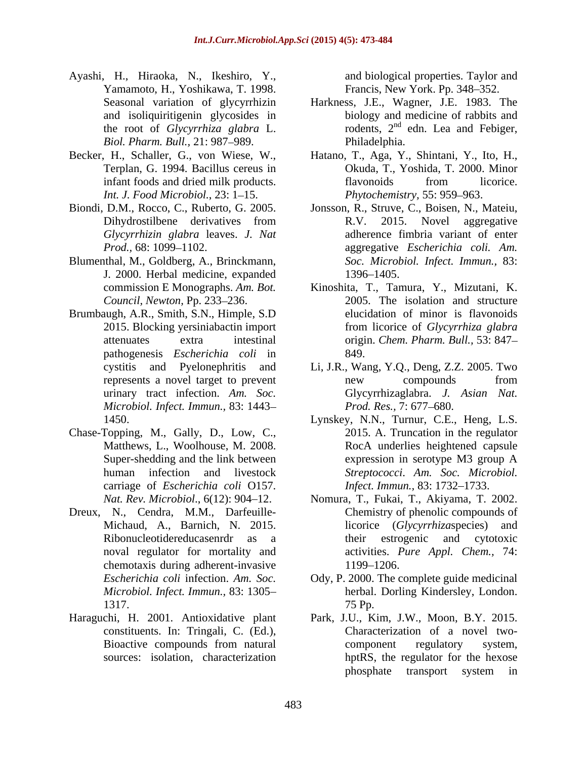Ayashi, H., Hiraoka, N., Ikeshiro, Y., Yamamoto, H., Yoshikawa, T. 1998. Seasonal variation of glycyrrhizin and isoliquiritigenin glycosides in the root of *Glycyrrhiza glabra* L. *Biol. Pharm. Bull.,* 21: 987–989.

Becker, H., Schaller, G., von Wiese, W., Terplan, G. 1994. Bacillus cereus in infant foods and dried milk products. *Int. J. Food Microbiol.,* 23: 1–15.

Biondi, D.M., Rocco, C., Ruberto, G. 2005. Dihydrostilbene derivatives from *Glycyrrhizin glabra* leaves. *J. Nat Prod.,* 68: 1099–1102.

Blumenthal, M., Goldberg, A., Brinckmann, J. 2000. Herbal medicine, expanded commission E Monographs. *Am. Bot. Council, Newton,* Pp. 233–236.

Brumbaugh, A.R., Smith, S.N., Himple, S.D 2015. Blocking yersiniabactin import attenuates extra intestinal pathogenesis *Escherichia coli* in cystitis and Pyelonephritis and represents a novel target to prevent urinary tract infection. *Am. Soc. Microbiol. Infect. Immun.,* 83: 1443–1450.

Chase-Topping, M., Gally, D., Low, C., Matthews, L., Woolhouse, M. 2008. Super-shedding and the link between human infection and livestock carriage of *Escherichia coli* O157. *Nat. Rev. Microbiol*., 6(12): 904–12.

Dreux, N., Cendra, M.M., Darfeuille-Michaud, A., Barnich, N. 2015. Ribonucleotidereducasenrdr as a noval regulator for mortality and chemotaxis during adherent-invasive *Escherichia coli* infection. *Am. Soc. Microbiol. Infect. Immun.,* 83: 1305–1317.

Haraguchi, H. 2001. Antioxidative plant constituents. In: Tringali, C. (Ed.), Bioactive compounds from natural sources: isolation, characterization and biological properties. Taylor and Francis, New York. Pp. 348–352.

Harkness, J.E., Wagner, J.E. 1983. The biology and medicine of rabbits and rodents, 2nd edn. Lea and Febiger, Philadelphia.

Hatano, T., Aga, Y., Shintani, Y., Ito, H., Okuda, T., Yoshida, T. 2000. Minor flavonoids from licorice. *Phytochemistry,* 55: 959–963.

Jonsson, R., Struve, C., Boisen, N., Mateiu, R.V. 2015. Novel aggregative adherence fimbria variant of enter aggregative *Escherichia coli. Am. Soc. Microbiol. Infect. Immun.,* 83: 1396–1405.

Kinoshita, T., Tamura, Y., Mizutani, K. 2005. The isolation and structure elucidation of minor is flavonoids from licorice of *Glycyrrhiza glabra* origin. *Chem. Pharm. Bull.,* 53: 847–849.

Li, J.R., Wang, Y.Q., Deng, Z.Z. 2005. Two new compounds from Glycyrrhizaglabra. *J. Asian Nat. Prod. Res.,* 7: 677–680.

Lynskey, N.N., Turnur, C.E., Heng, L.S. 2015. A. Truncation in the regulator RocA underlies heightened capsule expression in serotype M3 group A *Streptococci*. *Am. Soc. Microbiol. Infect. Immun.,* 83: 1732–1733.

Nomura, T., Fukai, T., Akiyama, T. 2002. Chemistry of phenolic compounds of licorice (*Glycyrrhiza*species) and their estrogenic and cytotoxic activities. *Pure Appl. Chem.,* 74: 1199–1206.

Ody, P. 2000. The complete guide medicinal herbal. Dorling Kindersley, London. 75 Pp.

Park, J.U., Kim, J.W., Moon, B.Y. 2015. Characterization of a novel two-component regulatory system, hptRS, the regulator for the hexose phosphate transport system in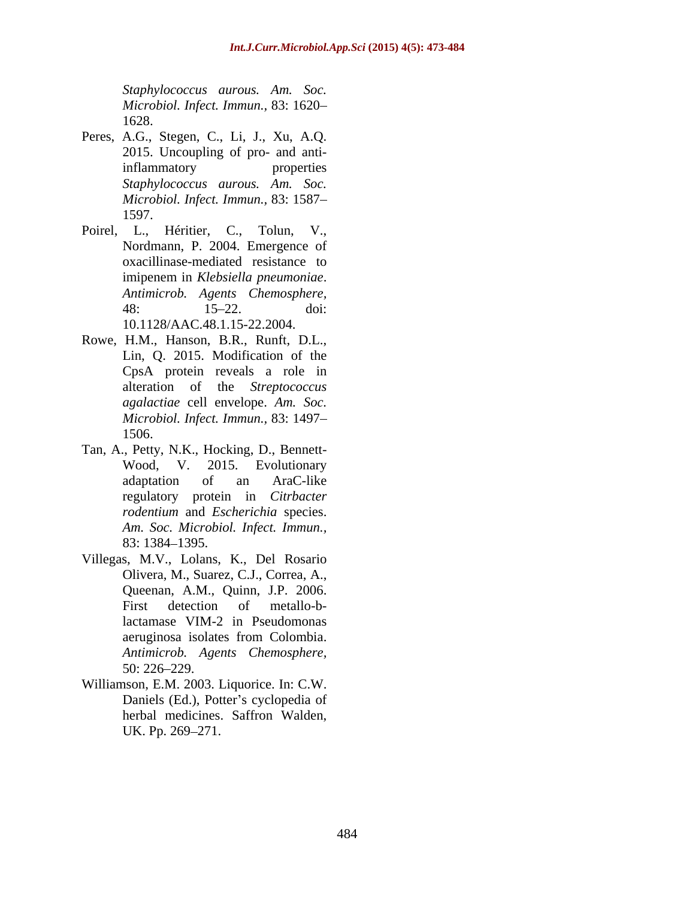*Staphylococcus aurous. Am. Soc. Microbiol. Infect. Immun.,* 83: 1620–1628.

Peres, A.G., Stegen, C., Li, J., Xu, A.Q. 2015. Uncoupling of pro- and anti-inflammatory properties *Staphylococcus aurous. Am. Soc. Microbiol. Infect. Immun.,* 83: 1587–1597.

Poirel, L., Héritier, C., Tolun, V., Nordmann, P. 2004. Emergence of oxacillinase-mediated resistance to imipenem in *Klebsiella pneumoniae*. *Antimicrob. Agents Chemosphere,* 48: 15–22. doi: 10.1128/AAC.48.1.15-22.2004.

Rowe, H.M., Hanson, B.R., Runft, D.L., Lin, Q. 2015. Modification of the CpsA protein reveals a role in alteration of the *Streptococcus agalactiae* cell envelope. *Am. Soc. Microbiol. Infect. Immun.,* 83: 1497–1506.

Tan, A., Petty, N.K., Hocking, D., Bennett-Wood, V. 2015. Evolutionary adaptation of an AraC-like regulatory protein in *Citrbacter rodentium* and *Escherichia* species. *Am. Soc. Microbiol. Infect. Immun.,* 83: 1384–1395.

Villegas, M.V., Lolans, K., Del Rosario Olivera, M., Suarez, C.J., Correa, A., Queenan, A.M., Quinn, J.P. 2006. First detection of metallo-b-lactamase VIM-2 in Pseudomonas aeruginosa isolates from Colombia. *Antimicrob. Agents Chemosphere,* 50: 226–229.

Williamson, E.M. 2003. Liquorice. In: C.W. Daniels (Ed.), Potter's cyclopedia of herbal medicines. Saffron Walden, UK. Pp. 269–271.